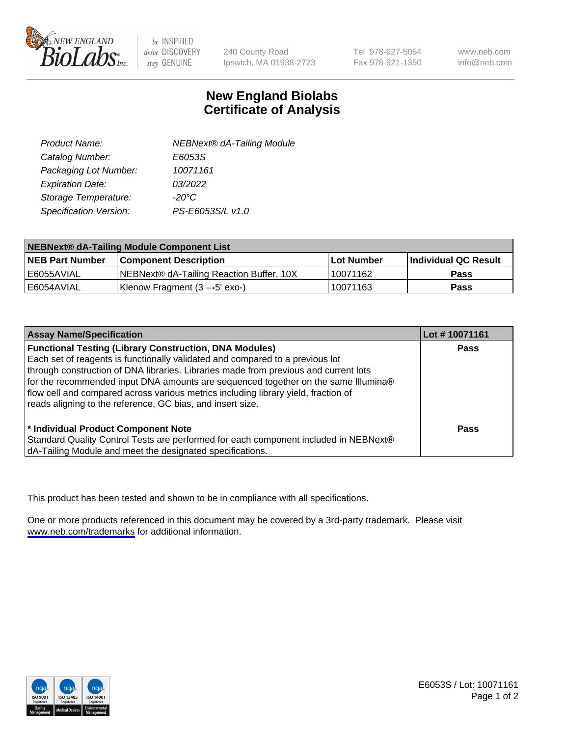240 County Road
Ipswich, MA 01938-2723

Tel 978-927-5054
Fax 978-921-1350

www.neb.com
info@neb.com

# New England Biolabs
# Certificate of Analysis

| | |
|---|---|
| *Product Name:* | *NEBNext® dA-Tailing Module* |
| *Catalog Number:* | *E6053S* |
| *Packaging Lot Number:* | *10071161* |
| *Expiration Date:* | *03/2022* |
| *Storage Temperature:* | *-20°C* |
| *Specification Version:* | *PS-E6053S/L v1.0* |

| **NEBNext® dA-Tailing Module Component List** | | | |
|---|---|---|---|
| **NEB Part Number** | **Component Description** | **Lot Number** | **Individual QC Result** |
| E6055AVIAL | NEBNext® dA-Tailing Reaction Buffer, 10X | 10071162 | **Pass** |
| E6054AVIAL | Klenow Fragment (3 →5' exo-) | 10071163 | **Pass** |

| **Assay Name/Specification** | **Lot # 10071161** |
|---|---|
| **Functional Testing (Library Construction, DNA Modules)** Each set of reagents is functionally validated and compared to a previous lot through construction of DNA libraries. Libraries made from previous and current lots for the recommended input DNA amounts are sequenced together on the same Illumina® flow cell and compared across various metrics including library yield, fraction of reads aligning to the reference, GC bias, and insert size. | **Pass** |
| **\* Individual Product Component Note** Standard Quality Control Tests are performed for each component included in NEBNext® dA-Tailing Module and meet the designated specifications. | **Pass** |

This product has been tested and shown to be in compliance with all specifications.

One or more products referenced in this document may be covered by a 3rd-party trademark. Please visit www.neb.com/trademarks for additional information.

E6053S / Lot: 10071161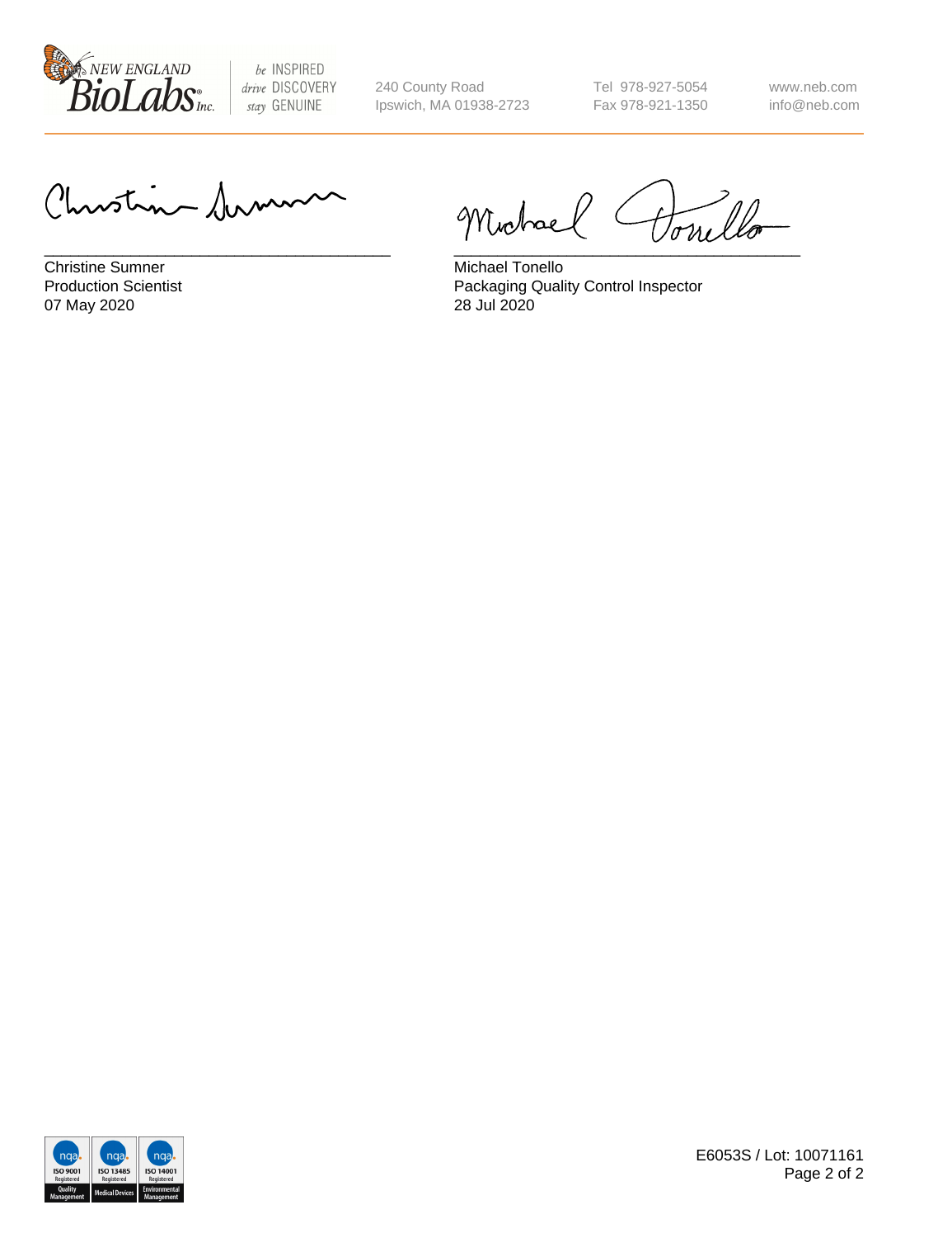240 County Road
Ipswich, MA 01938-2723

Tel 978-927-5054
Fax 978-921-1350

www.neb.com
info@neb.com

______________________________________

Christine Sumner
Production Scientist
07 May 2020

______________________________________

Michael Tonello
Packaging Quality Control Inspector
28 Jul 2020

E6053S / Lot: 10071161